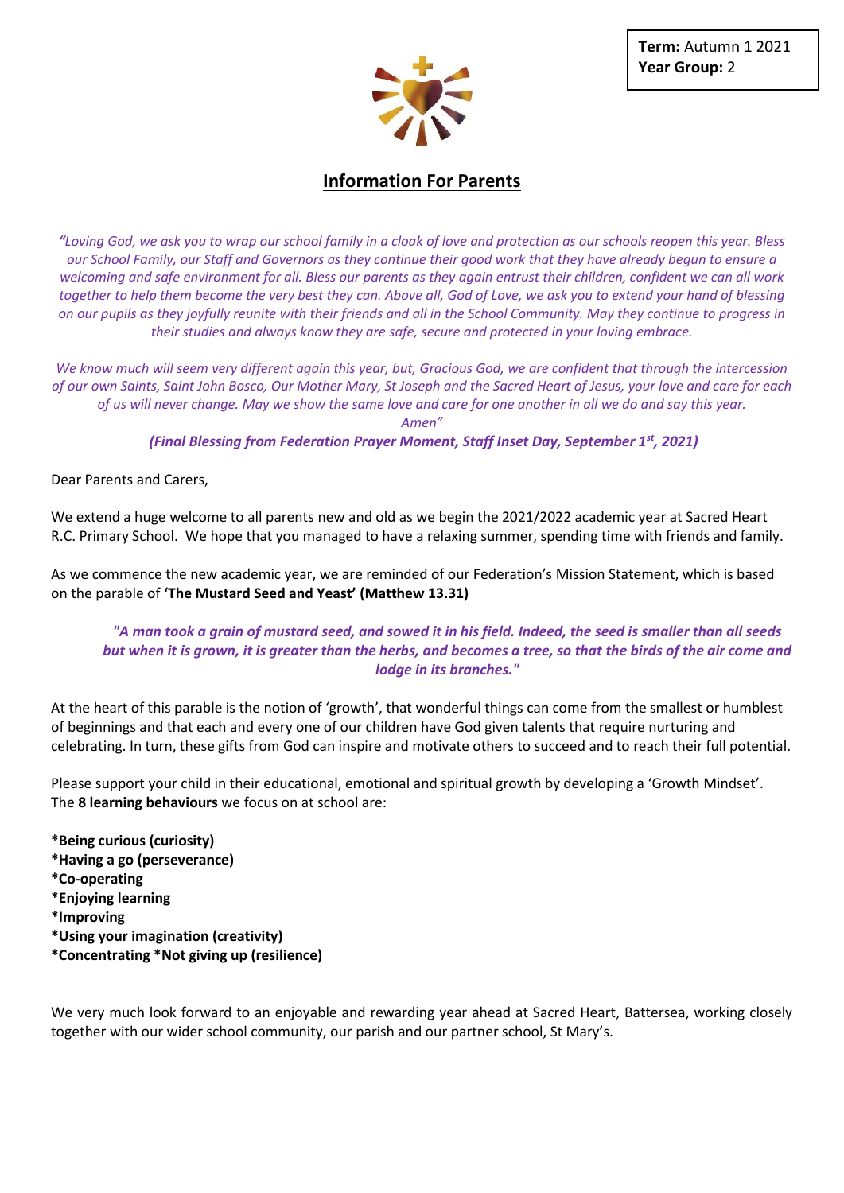**Term:** Autumn 1 2021
**Year Group:** 2

# Information For Parents

*"Loving God, we ask you to wrap our school family in a cloak of love and protection as our schools reopen this year. Bless our School Family, our Staff and Governors as they continue their good work that they have already begun to ensure a welcoming and safe environment for all. Bless our parents as they again entrust their children, confident we can all work together to help them become the very best they can. Above all, God of Love, we ask you to extend your hand of blessing on our pupils as they joyfully reunite with their friends and all in the School Community. May they continue to progress in their studies and always know they are safe, secure and protected in your loving embrace.*

*We know much will seem very different again this year, but, Gracious God, we are confident that through the intercession of our own Saints, Saint John Bosco, Our Mother Mary, St Joseph and the Sacred Heart of Jesus, your love and care for each of us will never change. May we show the same love and care for one another in all we do and say this year.*
*Amen"*

***(Final Blessing from Federation Prayer Moment, Staff Inset Day, September 1st, 2021)***

Dear Parents and Carers,

We extend a huge welcome to all parents new and old as we begin the 2021/2022 academic year at Sacred Heart R.C. Primary School. We hope that you managed to have a relaxing summer, spending time with friends and family.

As we commence the new academic year, we are reminded of our Federation's Mission Statement, which is based on the parable of **'The Mustard Seed and Yeast' (Matthew 13.31)**

> ***"A man took a grain of mustard seed, and sowed it in his field. Indeed, the seed is smaller than all seeds but when it is grown, it is greater than the herbs, and becomes a tree, so that the birds of the air come and lodge in its branches."***

At the heart of this parable is the notion of 'growth', that wonderful things can come from the smallest or humblest of beginnings and that each and every one of our children have God given talents that require nurturing and celebrating. In turn, these gifts from God can inspire and motivate others to succeed and to reach their full potential.

Please support your child in their educational, emotional and spiritual growth by developing a 'Growth Mindset'. The **8 learning behaviours** we focus on at school are:

**\*Being curious (curiosity)**
**\*Having a go (perseverance)**
**\*Co-operating**
**\*Enjoying learning**
**\*Improving**
**\*Using your imagination (creativity)**
**\*Concentrating \*Not giving up (resilience)**

We very much look forward to an enjoyable and rewarding year ahead at Sacred Heart, Battersea, working closely together with our wider school community, our parish and our partner school, St Mary's.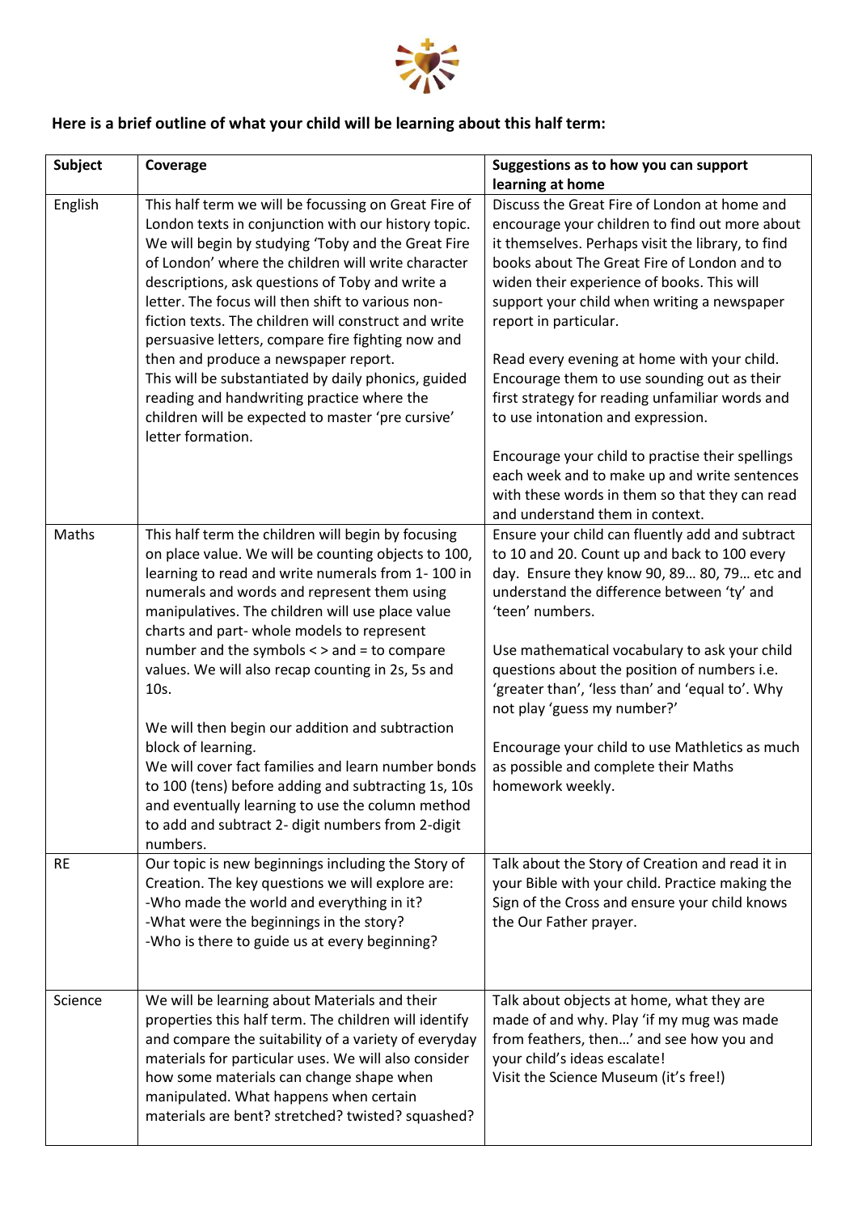**Here is a brief outline of what your child will be learning about this half term:**

| Subject | Coverage | Suggestions as to how you can support learning at home |
|---|---|---|
| English | This half term we will be focussing on Great Fire of London texts in conjunction with our history topic. We will begin by studying 'Toby and the Great Fire of London' where the children will write character descriptions, ask questions of Toby and write a letter. The focus will then shift to various non-fiction texts. The children will construct and write persuasive letters, compare fire fighting now and then and produce a newspaper report.<br>This will be substantiated by daily phonics, guided reading and handwriting practice where the children will be expected to master 'pre cursive' letter formation. | Discuss the Great Fire of London at home and encourage your children to find out more about it themselves. Perhaps visit the library, to find books about The Great Fire of London and to widen their experience of books. This will support your child when writing a newspaper report in particular.<br><br>Read every evening at home with your child. Encourage them to use sounding out as their first strategy for reading unfamiliar words and to use intonation and expression.<br><br>Encourage your child to practise their spellings each week and to make up and write sentences with these words in them so that they can read and understand them in context. |
| Maths | This half term the children will begin by focusing on place value. We will be counting objects to 100, learning to read and write numerals from 1- 100 in numerals and words and represent them using manipulatives. The children will use place value charts and part- whole models to represent number and the symbols < > and = to compare values. We will also recap counting in 2s, 5s and 10s.<br><br>We will then begin our addition and subtraction block of learning.<br>We will cover fact families and learn number bonds to 100 (tens) before adding and subtracting 1s, 10s and eventually learning to use the column method to add and subtract 2- digit numbers from 2-digit numbers. | Ensure your child can fluently add and subtract to 10 and 20. Count up and back to 100 every day. Ensure they know 90, 89… 80, 79… etc and understand the difference between 'ty' and 'teen' numbers.<br><br>Use mathematical vocabulary to ask your child questions about the position of numbers i.e. 'greater than', 'less than' and 'equal to'. Why not play 'guess my number?'<br><br>Encourage your child to use Mathletics as much as possible and complete their Maths homework weekly. |
| RE | Our topic is new beginnings including the Story of Creation. The key questions we will explore are:<br>-Who made the world and everything in it?<br>-What were the beginnings in the story?<br>-Who is there to guide us at every beginning? | Talk about the Story of Creation and read it in your Bible with your child. Practice making the Sign of the Cross and ensure your child knows the Our Father prayer. |
| Science | We will be learning about Materials and their properties this half term. The children will identify and compare the suitability of a variety of everyday materials for particular uses. We will also consider how some materials can change shape when manipulated. What happens when certain materials are bent? stretched? twisted? squashed? | Talk about objects at home, what they are made of and why. Play 'if my mug was made from feathers, then…' and see how you and your child's ideas escalate!<br>Visit the Science Museum (it's free!) |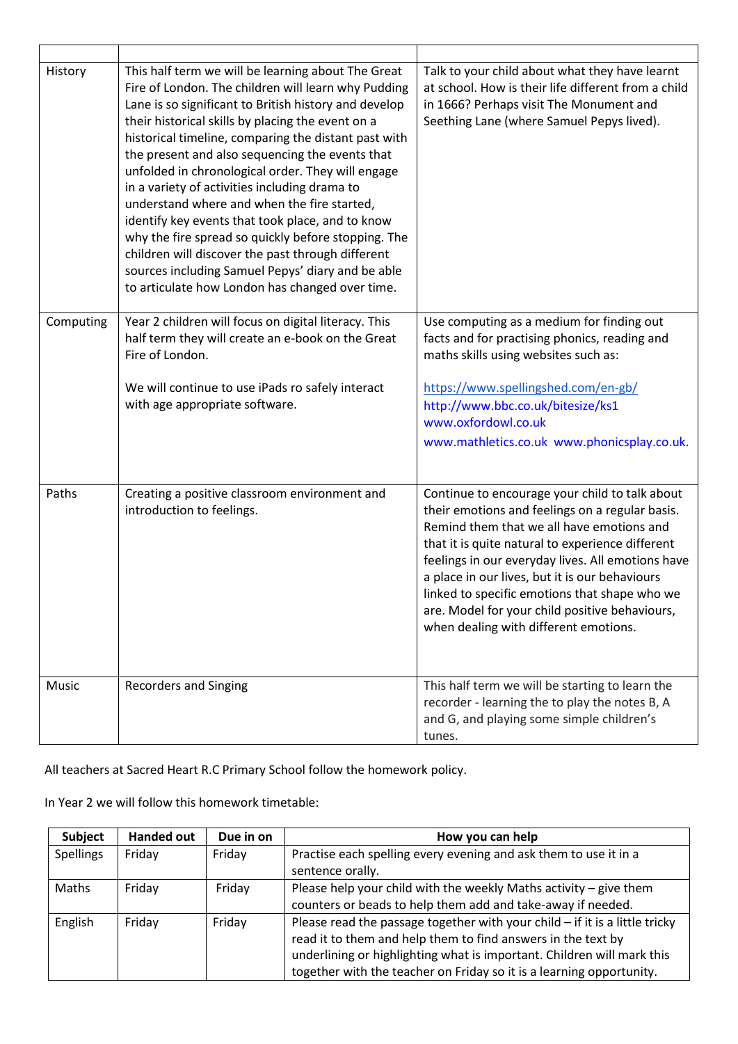| | | |
|---|---|---|
| History | This half term we will be learning about The Great Fire of London. The children will learn why Pudding Lane is so significant to British history and develop their historical skills by placing the event on a historical timeline, comparing the distant past with the present and also sequencing the events that unfolded in chronological order. They will engage in a variety of activities including drama to understand where and when the fire started, identify key events that took place, and to know why the fire spread so quickly before stopping. The children will discover the past through different sources including Samuel Pepys' diary and be able to articulate how London has changed over time. | Talk to your child about what they have learnt at school. How is their life different from a child in 1666? Perhaps visit The Monument and Seething Lane (where Samuel Pepys lived). |
| Computing | Year 2 children will focus on digital literacy. This half term they will create an e-book on the Great Fire of London.<br><br>We will continue to use iPads ro safely interact with age appropriate software. | Use computing as a medium for finding out facts and for practising phonics, reading and maths skills using websites such as:<br><br>https://www.spellingshed.com/en-gb/<br>http://www.bbc.co.uk/bitesize/ks1<br>www.oxfordowl.co.uk<br>www.mathletics.co.uk www.phonicsplay.co.uk. |
| Paths | Creating a positive classroom environment and introduction to feelings. | Continue to encourage your child to talk about their emotions and feelings on a regular basis. Remind them that we all have emotions and that it is quite natural to experience different feelings in our everyday lives. All emotions have a place in our lives, but it is our behaviours linked to specific emotions that shape who we are. Model for your child positive behaviours, when dealing with different emotions. |
| Music | Recorders and Singing | This half term we will be starting to learn the recorder - learning the to play the notes B, A and G, and playing some simple children's tunes. |

All teachers at Sacred Heart R.C Primary School follow the homework policy.

In Year 2 we will follow this homework timetable:

| Subject | Handed out | Due in on | How you can help |
|---|---|---|---|
| Spellings | Friday | Friday | Practise each spelling every evening and ask them to use it in a sentence orally. |
| Maths | Friday | Friday | Please help your child with the weekly Maths activity – give them counters or beads to help them add and take-away if needed. |
| English | Friday | Friday | Please read the passage together with your child – if it is a little tricky read it to them and help them to find answers in the text by underlining or highlighting what is important. Children will mark this together with the teacher on Friday so it is a learning opportunity. |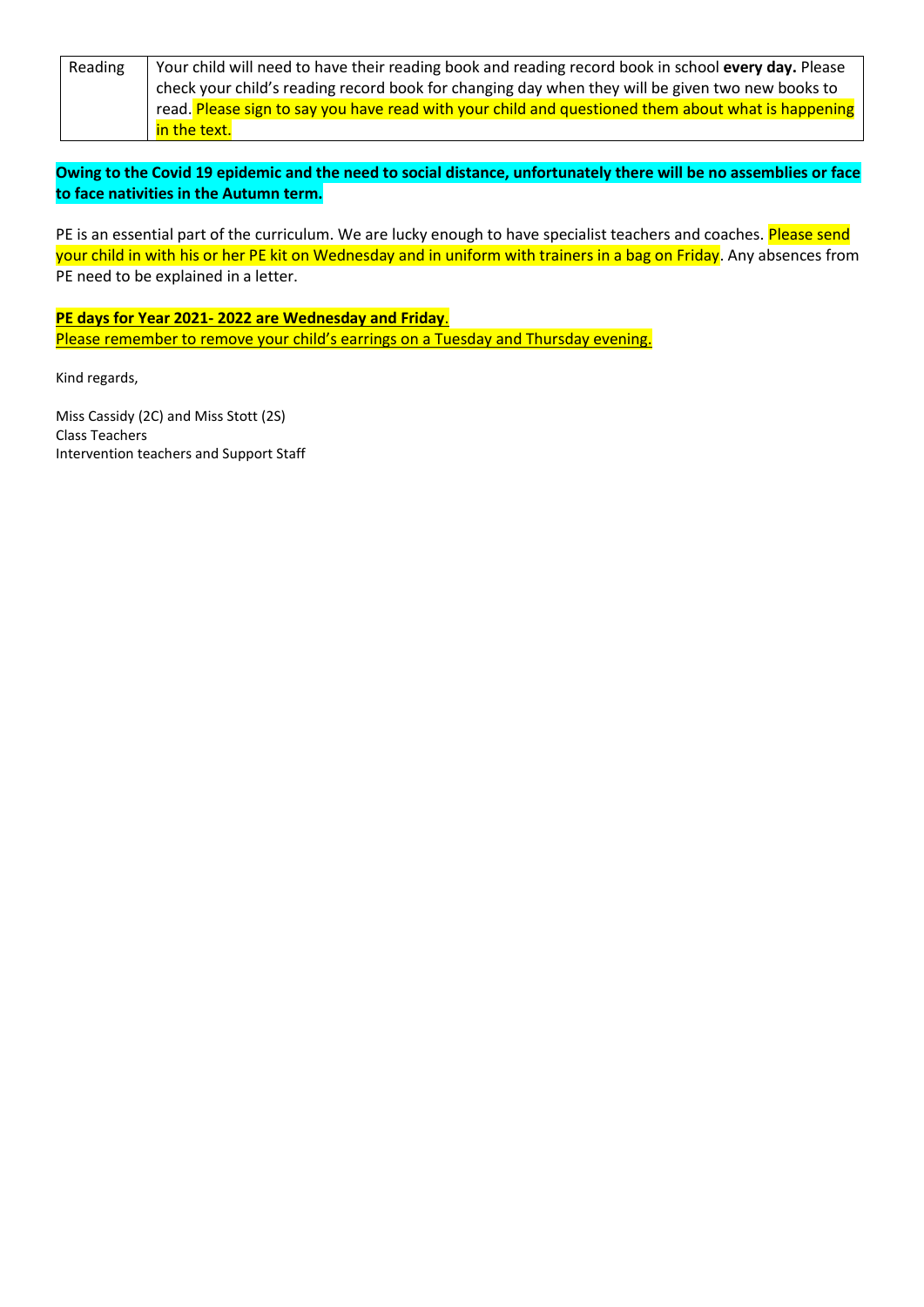| | |
|---|---|
| Reading | Your child will need to have their reading book and reading record book in school **every day.** Please check your child's reading record book for changing day when they will be given two new books to read. Please sign to say you have read with your child and questioned them about what is happening in the text. |

**Owing to the Covid 19 epidemic and the need to social distance, unfortunately there will be no assemblies or face to face nativities in the Autumn term.**

PE is an essential part of the curriculum. We are lucky enough to have specialist teachers and coaches. Please send your child in with his or her PE kit on Wednesday and in uniform with trainers in a bag on Friday. Any absences from PE need to be explained in a letter.

**PE days for Year 2021- 2022 are Wednesday and Friday**.
Please remember to remove your child's earrings on a Tuesday and Thursday evening.

Kind regards,

Miss Cassidy (2C) and Miss Stott (2S)
Class Teachers
Intervention teachers and Support Staff